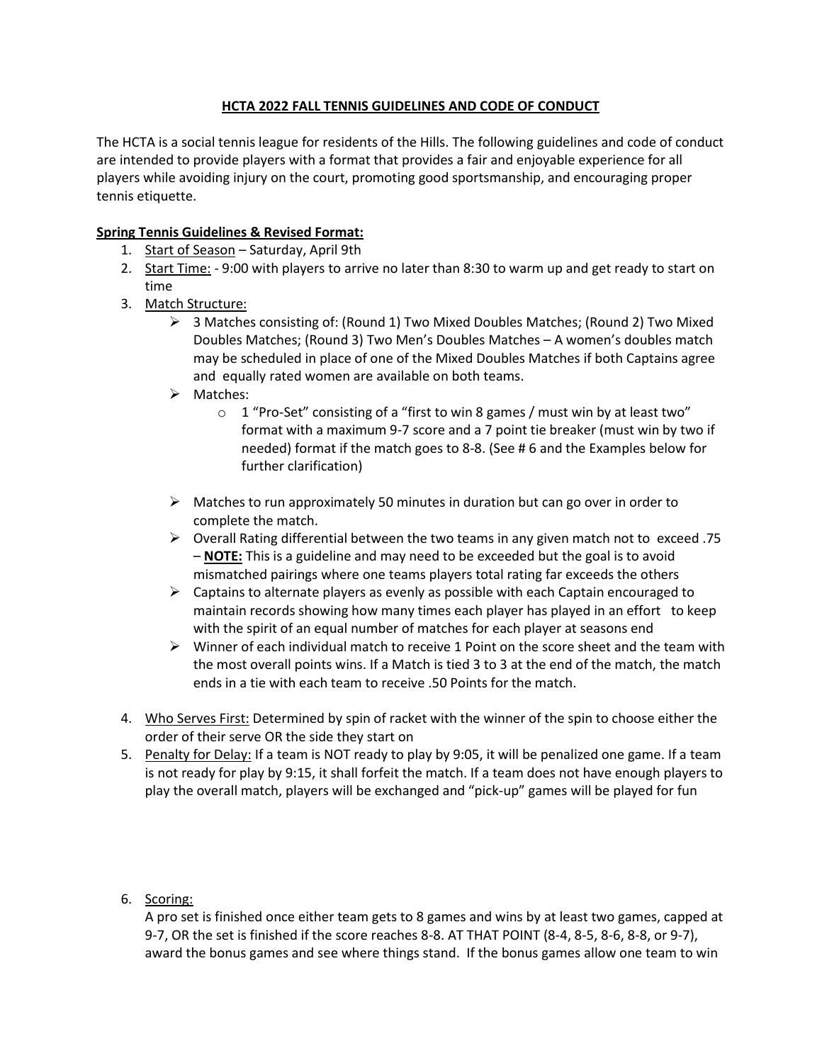# HCTA 2022 FALL TENNIS GUIDELINES AND CODE OF CONDUCT

The HCTA is a social tennis league for residents of the Hills. The following guidelines and code of conduct are intended to provide players with a format that provides a fair and enjoyable experience for all players while avoiding injury on the court, promoting good sportsmanship, and encouraging proper tennis etiquette.

**Spring Tennis Guidelines & Revised Format:**

1. Start of Season – Saturday, April 9th
2. Start Time: - 9:00 with players to arrive no later than 8:30 to warm up and get ready to start on time
3. Match Structure:
   - 3 Matches consisting of: (Round 1) Two Mixed Doubles Matches; (Round 2) Two Mixed Doubles Matches; (Round 3) Two Men's Doubles Matches – A women's doubles match may be scheduled in place of one of the Mixed Doubles Matches if both Captains agree and equally rated women are available on both teams.
   - Matches:
     - 1 "Pro-Set" consisting of a "first to win 8 games / must win by at least two" format with a maximum 9-7 score and a 7 point tie breaker (must win by two if needed) format if the match goes to 8-8. (See # 6 and the Examples below for further clarification)
   - Matches to run approximately 50 minutes in duration but can go over in order to complete the match.
   - Overall Rating differential between the two teams in any given match not to exceed .75 – **NOTE:** This is a guideline and may need to be exceeded but the goal is to avoid mismatched pairings where one teams players total rating far exceeds the others
   - Captains to alternate players as evenly as possible with each Captain encouraged to maintain records showing how many times each player has played in an effort to keep with the spirit of an equal number of matches for each player at seasons end
   - Winner of each individual match to receive 1 Point on the score sheet and the team with the most overall points wins. If a Match is tied 3 to 3 at the end of the match, the match ends in a tie with each team to receive .50 Points for the match.
4. Who Serves First: Determined by spin of racket with the winner of the spin to choose either the order of their serve OR the side they start on
5. Penalty for Delay: If a team is NOT ready to play by 9:05, it will be penalized one game. If a team is not ready for play by 9:15, it shall forfeit the match. If a team does not have enough players to play the overall match, players will be exchanged and "pick-up" games will be played for fun
6. Scoring:
   A pro set is finished once either team gets to 8 games and wins by at least two games, capped at 9-7, OR the set is finished if the score reaches 8-8. AT THAT POINT (8-4, 8-5, 8-6, 8-8, or 9-7), award the bonus games and see where things stand. If the bonus games allow one team to win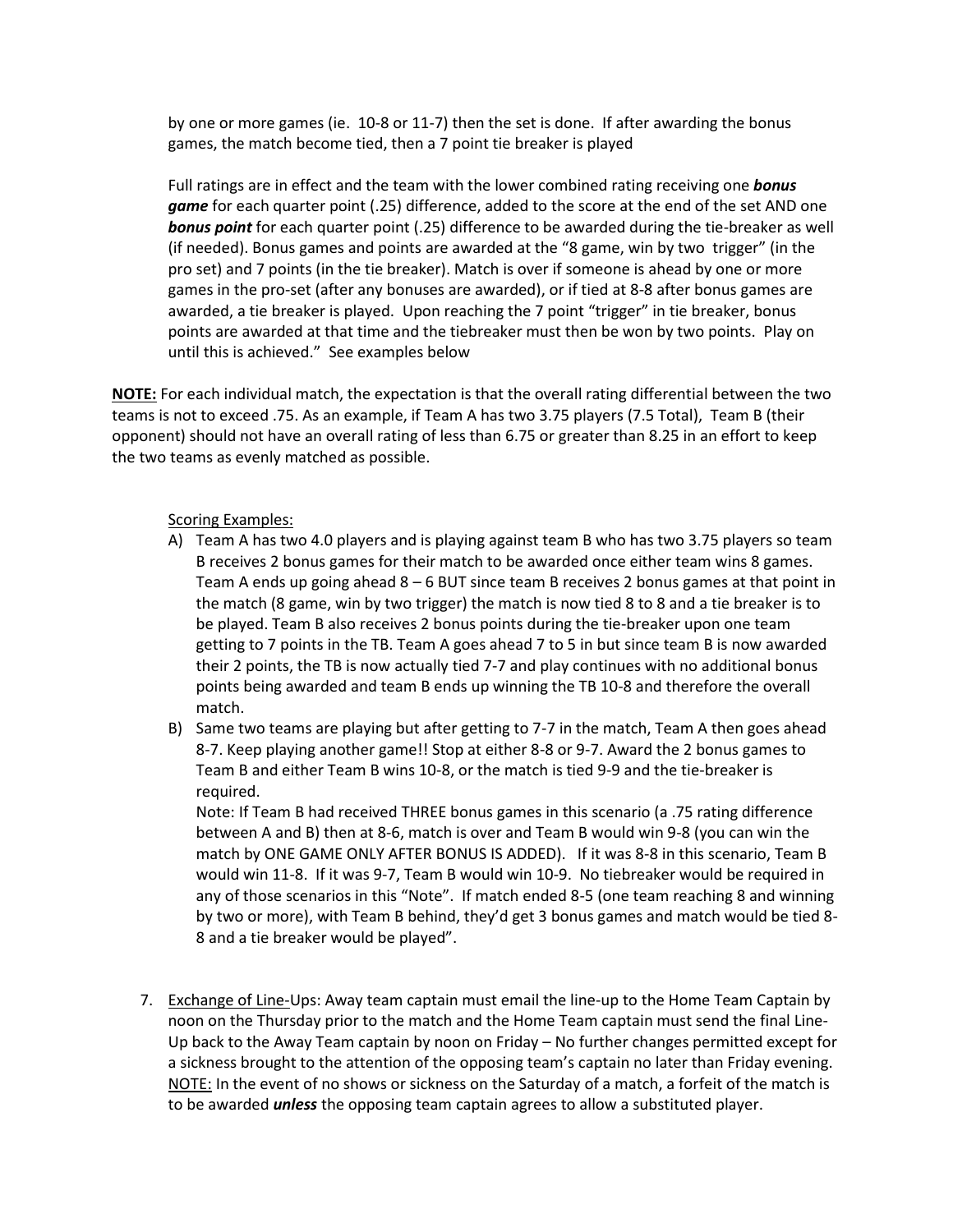by one or more games (ie. 10-8 or 11-7) then the set is done. If after awarding the bonus games, the match become tied, then a 7 point tie breaker is played

Full ratings are in effect and the team with the lower combined rating receiving one ***bonus game*** for each quarter point (.25) difference, added to the score at the end of the set AND one ***bonus point*** for each quarter point (.25) difference to be awarded during the tie-breaker as well (if needed). Bonus games and points are awarded at the "8 game, win by two trigger" (in the pro set) and 7 points (in the tie breaker). Match is over if someone is ahead by one or more games in the pro-set (after any bonuses are awarded), or if tied at 8-8 after bonus games are awarded, a tie breaker is played. Upon reaching the 7 point "trigger" in tie breaker, bonus points are awarded at that time and the tiebreaker must then be won by two points. Play on until this is achieved." See examples below

**NOTE:** For each individual match, the expectation is that the overall rating differential between the two teams is not to exceed .75. As an example, if Team A has two 3.75 players (7.5 Total), Team B (their opponent) should not have an overall rating of less than 6.75 or greater than 8.25 in an effort to keep the two teams as evenly matched as possible.

Scoring Examples:

A) Team A has two 4.0 players and is playing against team B who has two 3.75 players so team B receives 2 bonus games for their match to be awarded once either team wins 8 games. Team A ends up going ahead 8 – 6 BUT since team B receives 2 bonus games at that point in the match (8 game, win by two trigger) the match is now tied 8 to 8 and a tie breaker is to be played. Team B also receives 2 bonus points during the tie-breaker upon one team getting to 7 points in the TB. Team A goes ahead 7 to 5 in but since team B is now awarded their 2 points, the TB is now actually tied 7-7 and play continues with no additional bonus points being awarded and team B ends up winning the TB 10-8 and therefore the overall match.

B) Same two teams are playing but after getting to 7-7 in the match, Team A then goes ahead 8-7. Keep playing another game!! Stop at either 8-8 or 9-7. Award the 2 bonus games to Team B and either Team B wins 10-8, or the match is tied 9-9 and the tie-breaker is required.
Note: If Team B had received THREE bonus games in this scenario (a .75 rating difference between A and B) then at 8-6, match is over and Team B would win 9-8 (you can win the match by ONE GAME ONLY AFTER BONUS IS ADDED). If it was 8-8 in this scenario, Team B would win 11-8. If it was 9-7, Team B would win 10-9. No tiebreaker would be required in any of those scenarios in this "Note". If match ended 8-5 (one team reaching 8 and winning by two or more), with Team B behind, they'd get 3 bonus games and match would be tied 8-8 and a tie breaker would be played".

7. Exchange of Line-Ups: Away team captain must email the line-up to the Home Team Captain by noon on the Thursday prior to the match and the Home Team captain must send the final Line-Up back to the Away Team captain by noon on Friday – No further changes permitted except for a sickness brought to the attention of the opposing team's captain no later than Friday evening. NOTE: In the event of no shows or sickness on the Saturday of a match, a forfeit of the match is to be awarded ***unless*** the opposing team captain agrees to allow a substituted player.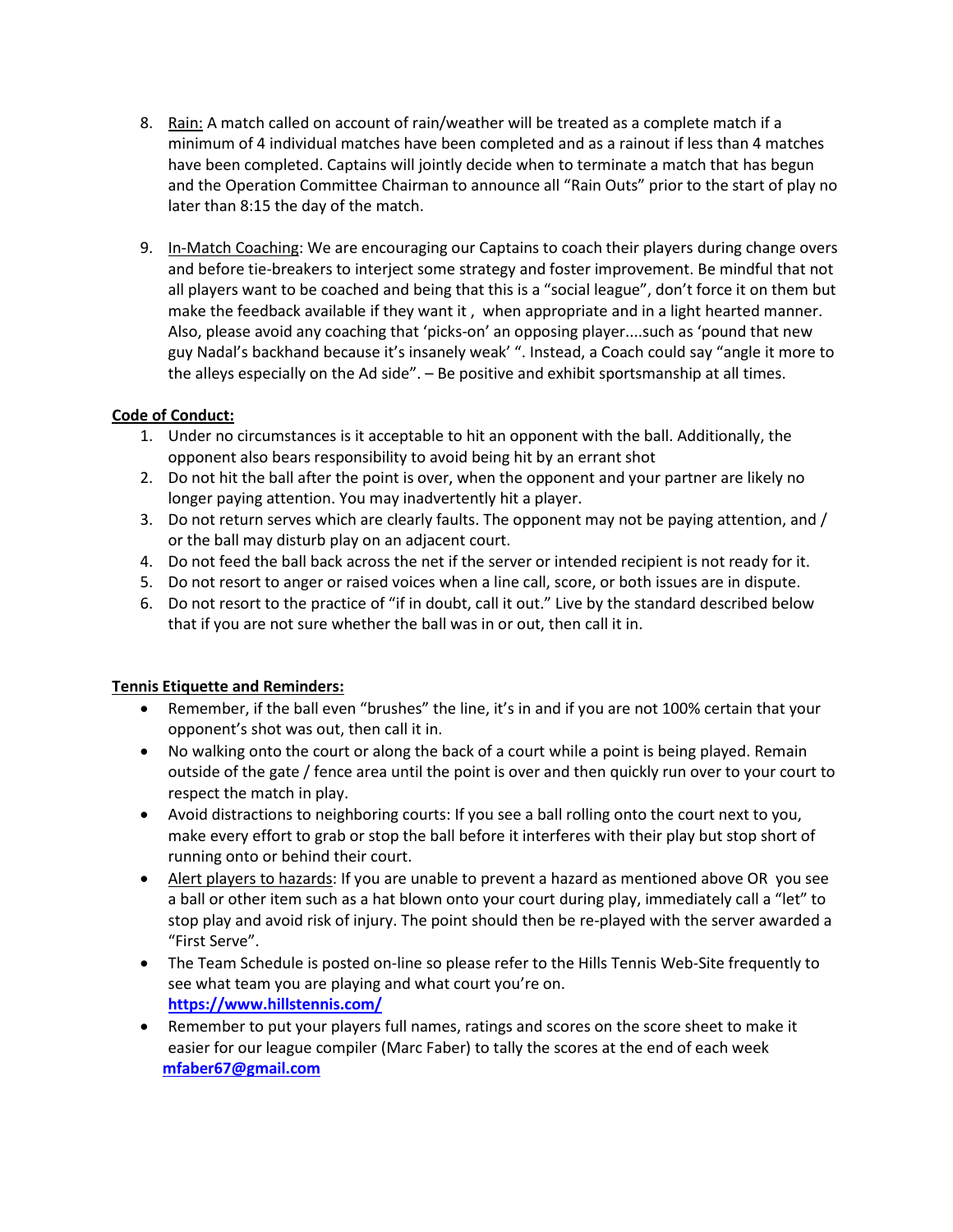8. <u>Rain:</u> A match called on account of rain/weather will be treated as a complete match if a minimum of 4 individual matches have been completed and as a rainout if less than 4 matches have been completed. Captains will jointly decide when to terminate a match that has begun and the Operation Committee Chairman to announce all "Rain Outs" prior to the start of play no later than 8:15 the day of the match.

9. <u>In-Match Coaching</u>: We are encouraging our Captains to coach their players during change overs and before tie-breakers to interject some strategy and foster improvement. Be mindful that not all players want to be coached and being that this is a "social league", don't force it on them but make the feedback available if they want it , when appropriate and in a light hearted manner. Also, please avoid any coaching that 'picks-on' an opposing player....such as 'pound that new guy Nadal's backhand because it's insanely weak' ". Instead, a Coach could say "angle it more to the alleys especially on the Ad side". – Be positive and exhibit sportsmanship at all times.

**<u>Code of Conduct:</u>**

1. Under no circumstances is it acceptable to hit an opponent with the ball. Additionally, the opponent also bears responsibility to avoid being hit by an errant shot
2. Do not hit the ball after the point is over, when the opponent and your partner are likely no longer paying attention. You may inadvertently hit a player.
3. Do not return serves which are clearly faults. The opponent may not be paying attention, and / or the ball may disturb play on an adjacent court.
4. Do not feed the ball back across the net if the server or intended recipient is not ready for it.
5. Do not resort to anger or raised voices when a line call, score, or both issues are in dispute.
6. Do not resort to the practice of "if in doubt, call it out." Live by the standard described below that if you are not sure whether the ball was in or out, then call it in.

**<u>Tennis Etiquette and Reminders:</u>**

- Remember, if the ball even "brushes" the line, it's in and if you are not 100% certain that your opponent's shot was out, then call it in.
- No walking onto the court or along the back of a court while a point is being played. Remain outside of the gate / fence area until the point is over and then quickly run over to your court to respect the match in play.
- Avoid distractions to neighboring courts: If you see a ball rolling onto the court next to you, make every effort to grab or stop the ball before it interferes with their play but stop short of running onto or behind their court.
- <u>Alert players to hazards</u>: If you are unable to prevent a hazard as mentioned above OR you see a ball or other item such as a hat blown onto your court during play, immediately call a "let" to stop play and avoid risk of injury. The point should then be re-played with the server awarded a "First Serve".
- The Team Schedule is posted on-line so please refer to the Hills Tennis Web-Site frequently to see what team you are playing and what court you're on. **https://www.hillstennis.com/**
- Remember to put your players full names, ratings and scores on the score sheet to make it easier for our league compiler (Marc Faber) to tally the scores at the end of each week **mfaber67@gmail.com**